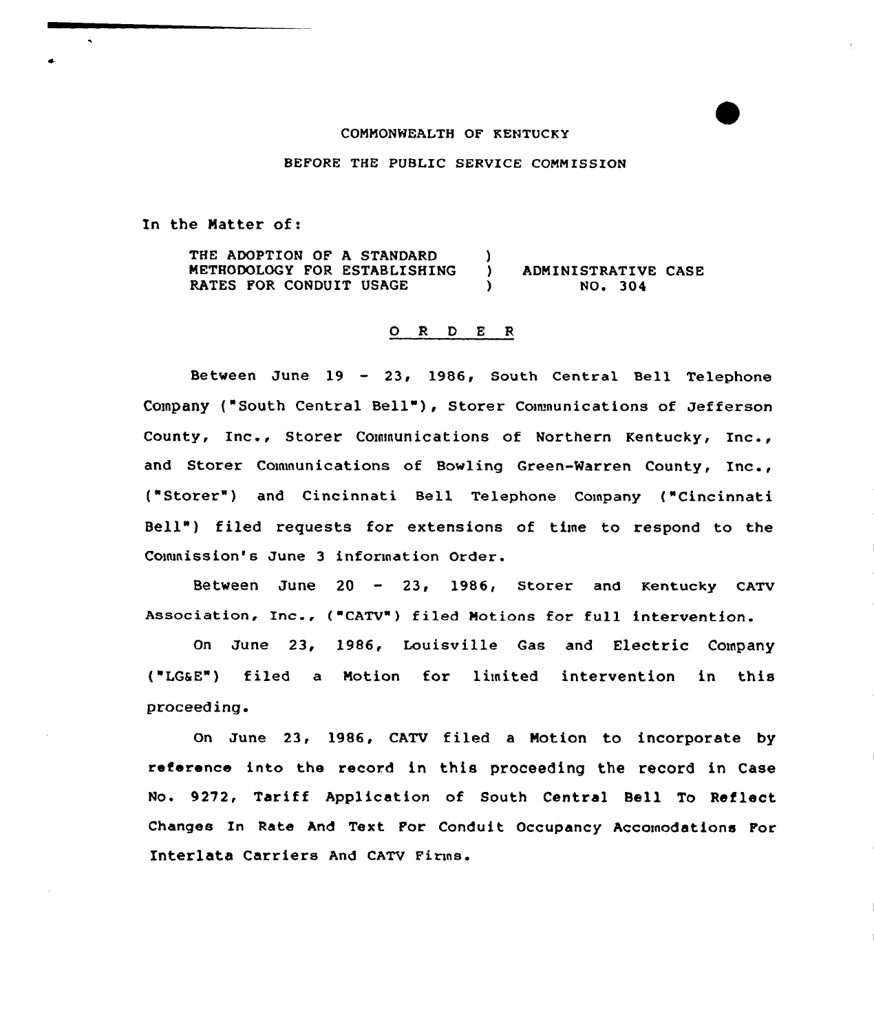COMMONWEALTH OF KENTUCKY

BEFORE THE PUBLIC SERVICE COMMISSION

In the Matter of:

THE ADOPTION OF A STANDARD METHODOLOGY FOR ESTABLISHING RATES FOR CONDUIT USAGE ) ADMINISTRATIVE CASE NO. 304

O R D E R

Between June 19 - 23, 1986, South Central Bell Telephone Company ("South Central Bell"), Storer Communications of Jefferson County, Inc., Storer Communications of Northern Kentucky, Inc., and Storer Communications of Bowling Green-Warren County, Inc., ("Storer") and Cincinnati Bell Telephone Company ("Cincinnati Bell") filed requests for extensions of time to respond to the Commission's June 3 information Order.

Between June 20 - 23, 1986, Storer and Kentucky CATV Association, Inc., ("CATV") filed Motions for full intervention.

On June 23, 1986, Louisville Gas and Electric Company ("LG&E") filed a Motion for limited intervention in this proceeding.

On June 23, 1986, CATV filed a Motion to incorporate by reference into the record in this proceeding the record in Case No. 9272, Tariff Application of South Central Bell To Reflect Changes In Rate And Text For Conduit Occupancy Accomodations For Interlata Carriers And CATV Firms.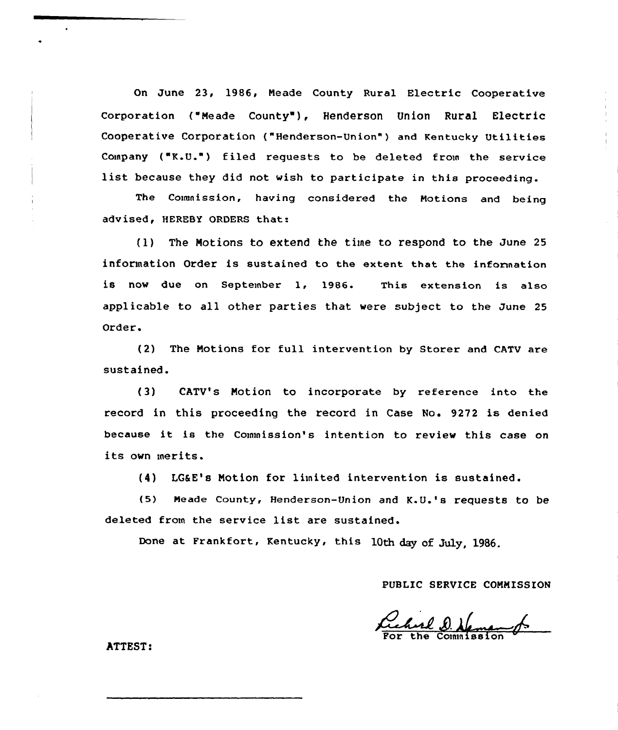On June 23, 1986, Meade County Rural Electric Cooperative Corporation ("Meade County"), Henderson Union Rural Electric Cooperative Corporation ("Henderson-Union") and Kentucky Utilities Company ("K.U.") filed requests to be deleted from the service list because they did not wish to participate in this proceeding.

The Commission, having considered the Motions and being advised, HEREBY ORDERS that:

(1) The Motions to extend the time to respond to the June 25 information Order is sustained to the extent that the information is now due on September 1, 1986. This extension is also applicable to all other parties that were subject to the June 25 Order.

(2) The Motions for full intervention by Storer and CATV are sustained.

(3) CATV's Motion to incorporate by reference into the record in this proceeding the record in Case No. 9272 is denied because it is the Commission's intention to review this case on its own merits.

(4) LG&E's Motion for limited intervention is sustained.

(5) Meade County, Henderson-Union and K.U.'s requests to be deleted from the service list are sustained.

Done at Frankfort, Kentucky, this 10th day of July, 1986.

PUBLIC SERVICE COMMISSION

For the Commission

ATTEST: